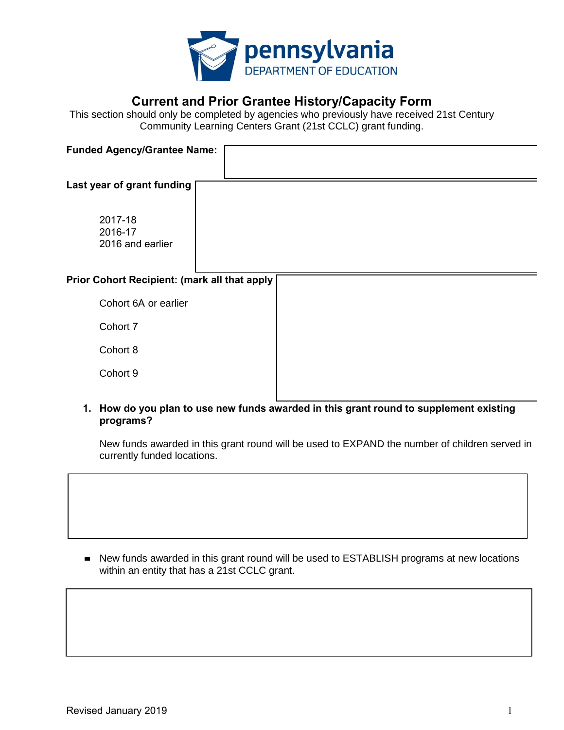pennsylvania
DEPARTMENT OF EDUCATION

# Current and Prior Grantee History/Capacity Form

This section should only be completed by agencies who previously have received 21st Century Community Learning Centers Grant (21st CCLC) grant funding.

**Funded Agency/Grantee Name:**

**Last year of grant funding**

2017-18
2016-17
2016 and earlier

**Prior Cohort Recipient: (mark all that apply**

Cohort 6A or earlier

Cohort 7

Cohort 8

Cohort 9

1. **How do you plan to use new funds awarded in this grant round to supplement existing programs?**

   New funds awarded in this grant round will be used to EXPAND the number of children served in currently funded locations.

- New funds awarded in this grant round will be used to ESTABLISH programs at new locations within an entity that has a 21st CCLC grant.

Revised January 2019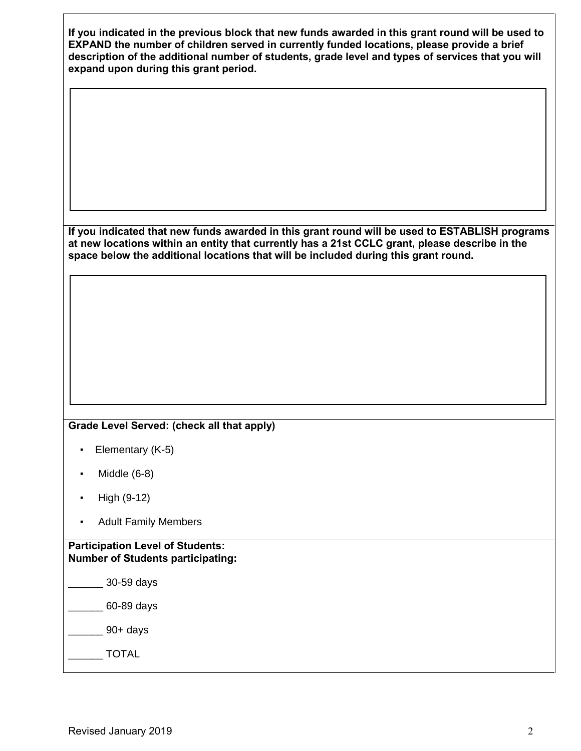**If you indicated in the previous block that new funds awarded in this grant round will be used to EXPAND the number of children served in currently funded locations, please provide a brief description of the additional number of students, grade level and types of services that you will expand upon during this grant period.**

**If you indicated that new funds awarded in this grant round will be used to ESTABLISH programs at new locations within an entity that currently has a 21st CCLC grant, please describe in the space below the additional locations that will be included during this grant round.**

**Grade Level Served: (check all that apply)**

- Elementary (K-5)
- Middle (6-8)
- High (9-12)
- Adult Family Members

**Participation Level of Students:**
**Number of Students participating:**

______ 30-59 days

______ 60-89 days

______ 90+ days

______ TOTAL

Revised January 2019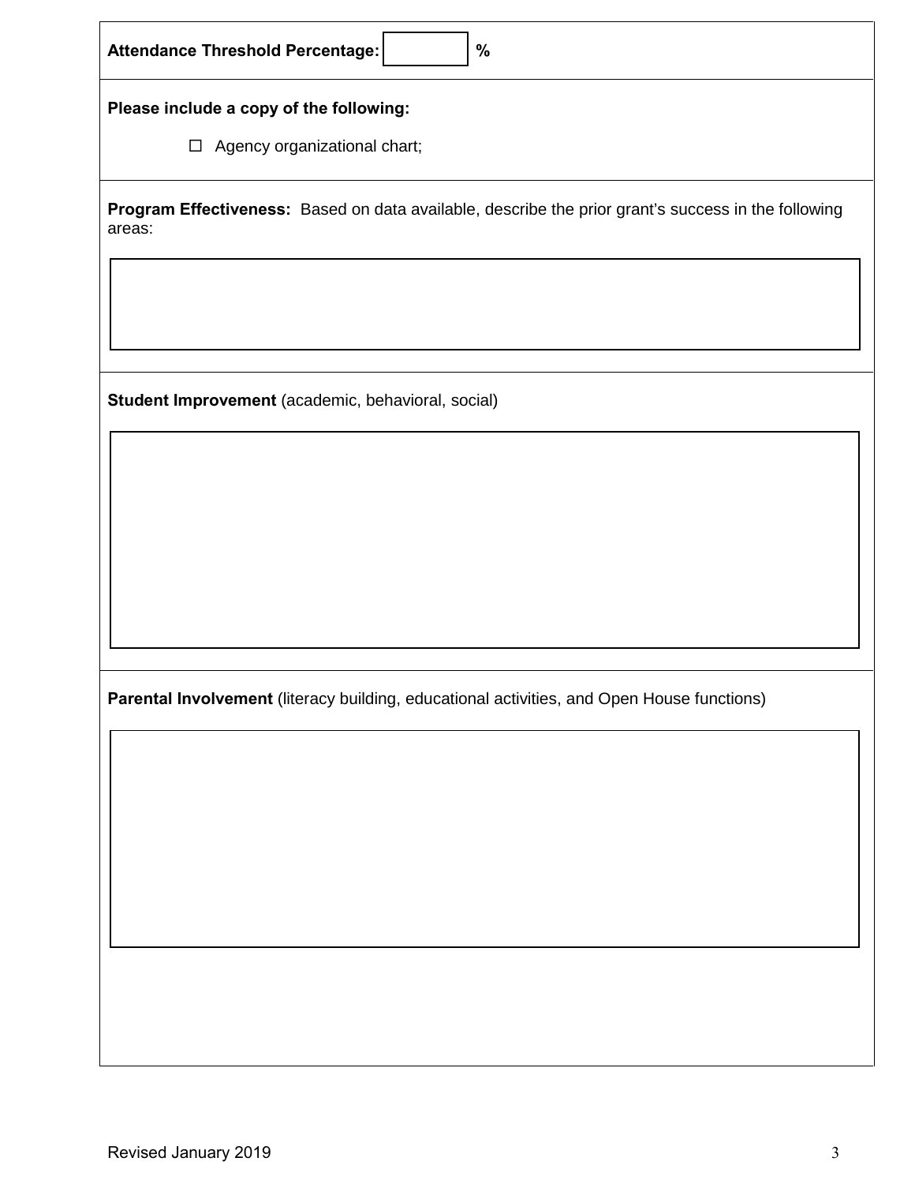**Attendance Threshold Percentage:** %

**Please include a copy of the following:**

- ☐ Agency organizational chart;

**Program Effectiveness:** Based on data available, describe the prior grant's success in the following areas:

**Student Improvement** (academic, behavioral, social)

**Parental Involvement** (literacy building, educational activities, and Open House functions)

Revised January 2019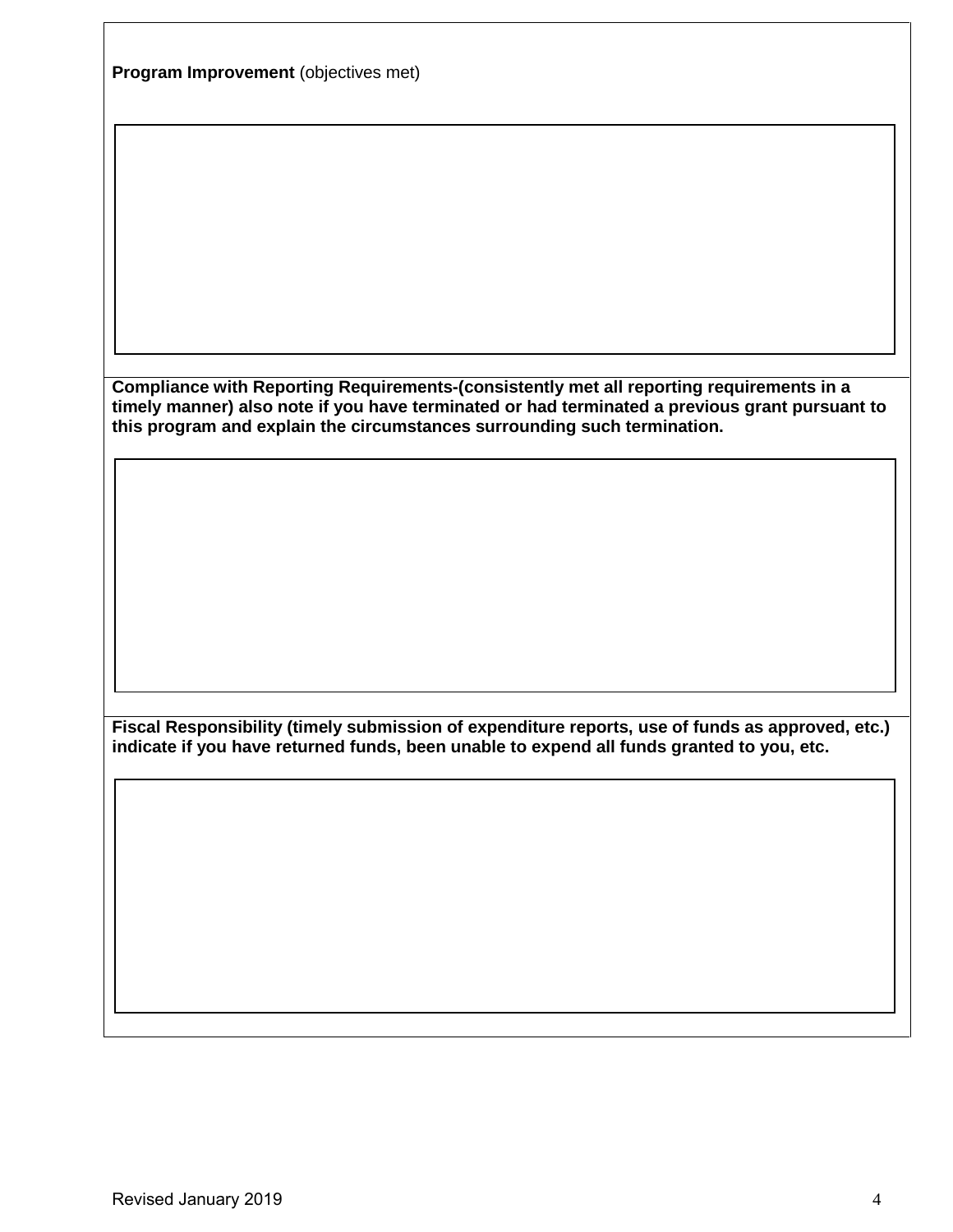**Program Improvement** (objectives met)

**Compliance with Reporting Requirements-(consistently met all reporting requirements in a timely manner) also note if you have terminated or had terminated a previous grant pursuant to this program and explain the circumstances surrounding such termination.**

**Fiscal Responsibility (timely submission of expenditure reports, use of funds as approved, etc.) indicate if you have returned funds, been unable to expend all funds granted to you, etc.**

Revised January 2019